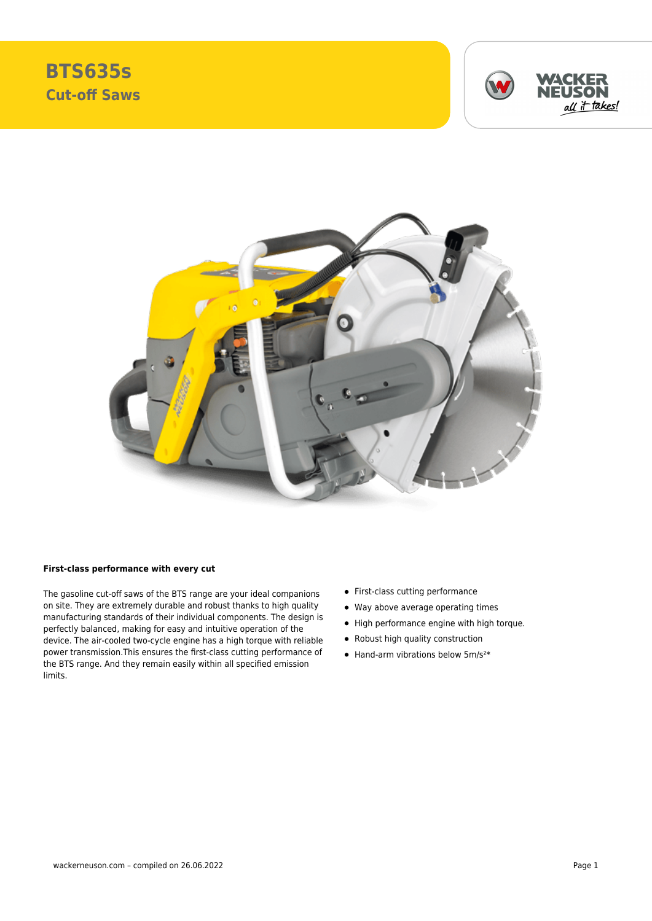# BTS635s

## Cut-off Saws

### First-class performance with every cut

The gasoline cut-off saws of the BTS range are your ideal companions on site. They are extremely durable and robust thanks to high quality manufacturing standards of their individual components. The design is perfectly balanced, making for easy and intuitive operation of the device. The air-cooled two-cycle engine has a high torque with reliable power transmission.This ensures the first-class cutting performance of the BTS range. And they remain easily within all specified emission limits.

- First-class cutting performance
- Way above average operating times
- High performance engine with high torque.
- Robust high quality construction
- Hand-arm vibrations below 5m/s²*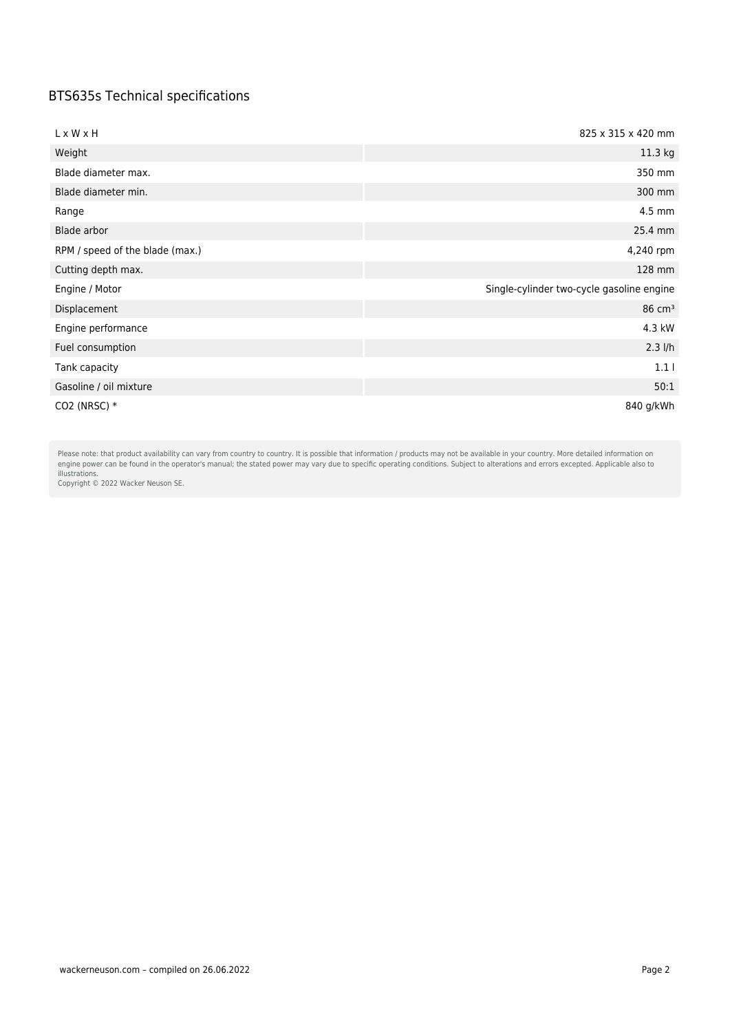## BTS635s Technical specifications

| | |
|---|---|
| L x W x H | 825 x 315 x 420 mm |
| Weight | 11.3 kg |
| Blade diameter max. | 350 mm |
| Blade diameter min. | 300 mm |
| Range | 4.5 mm |
| Blade arbor | 25.4 mm |
| RPM / speed of the blade (max.) | 4,240 rpm |
| Cutting depth max. | 128 mm |
| Engine / Motor | Single-cylinder two-cycle gasoline engine |
| Displacement | 86 $cm^3$ |
| Engine performance | 4.3 kW |
| Fuel consumption | 2.3 l/h |
| Tank capacity | 1.1 l |
| Gasoline / oil mixture | 50:1 |
| $CO_2$ (NRSC) * | 840 g/kWh |

Please note: that product availability can vary from country to country. It is possible that information / products may not be available in your country. More detailed information on engine power can be found in the operator's manual; the stated power may vary due to specific operating conditions. Subject to alterations and errors excepted. Applicable also to illustrations.
Copyright © 2022 Wacker Neuson SE.

wackerneuson.com – compiled on 26.06.2022